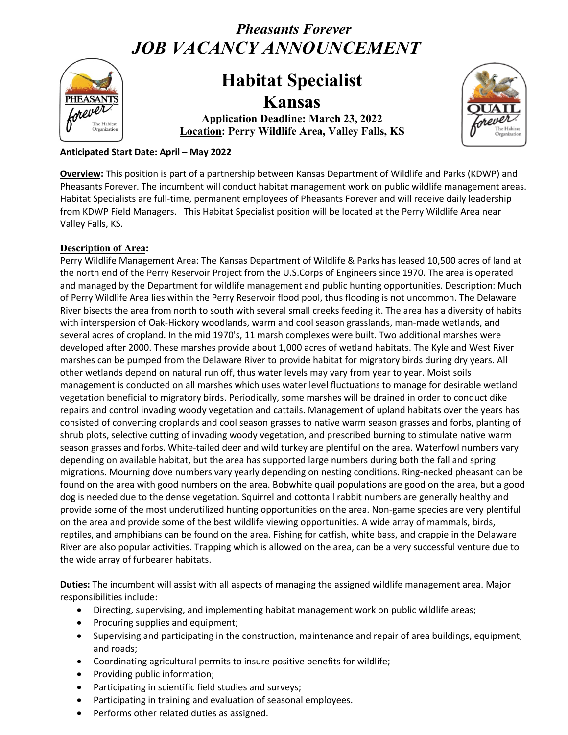# *Pheasants Forever*
# *JOB VACANCY ANNOUNCEMENT*

## Habitat Specialist
## Kansas

**Application Deadline: March 23, 2022**
**Location: Perry Wildlife Area, Valley Falls, KS**

**Anticipated Start Date: April – May 2022**

**Overview:** This position is part of a partnership between Kansas Department of Wildlife and Parks (KDWP) and Pheasants Forever. The incumbent will conduct habitat management work on public wildlife management areas. Habitat Specialists are full-time, permanent employees of Pheasants Forever and will receive daily leadership from KDWP Field Managers. This Habitat Specialist position will be located at the Perry Wildlife Area near Valley Falls, KS.

**Description of Area:**
Perry Wildlife Management Area: The Kansas Department of Wildlife & Parks has leased 10,500 acres of land at the north end of the Perry Reservoir Project from the U.S.Corps of Engineers since 1970. The area is operated and managed by the Department for wildlife management and public hunting opportunities. Description: Much of Perry Wildlife Area lies within the Perry Reservoir flood pool, thus flooding is not uncommon. The Delaware River bisects the area from north to south with several small creeks feeding it. The area has a diversity of habits with interspersion of Oak-Hickory woodlands, warm and cool season grasslands, man-made wetlands, and several acres of cropland. In the mid 1970's, 11 marsh complexes were built. Two additional marshes were developed after 2000. These marshes provide about 1,000 acres of wetland habitats. The Kyle and West River marshes can be pumped from the Delaware River to provide habitat for migratory birds during dry years. All other wetlands depend on natural run off, thus water levels may vary from year to year. Moist soils management is conducted on all marshes which uses water level fluctuations to manage for desirable wetland vegetation beneficial to migratory birds. Periodically, some marshes will be drained in order to conduct dike repairs and control invading woody vegetation and cattails. Management of upland habitats over the years has consisted of converting croplands and cool season grasses to native warm season grasses and forbs, planting of shrub plots, selective cutting of invading woody vegetation, and prescribed burning to stimulate native warm season grasses and forbs. White-tailed deer and wild turkey are plentiful on the area. Waterfowl numbers vary depending on available habitat, but the area has supported large numbers during both the fall and spring migrations. Mourning dove numbers vary yearly depending on nesting conditions. Ring-necked pheasant can be found on the area with good numbers on the area. Bobwhite quail populations are good on the area, but a good dog is needed due to the dense vegetation. Squirrel and cottontail rabbit numbers are generally healthy and provide some of the most underutilized hunting opportunities on the area. Non-game species are very plentiful on the area and provide some of the best wildlife viewing opportunities. A wide array of mammals, birds, reptiles, and amphibians can be found on the area. Fishing for catfish, white bass, and crappie in the Delaware River are also popular activities. Trapping which is allowed on the area, can be a very successful venture due to the wide array of furbearer habitats.

**Duties:** The incumbent will assist with all aspects of managing the assigned wildlife management area. Major responsibilities include:

- Directing, supervising, and implementing habitat management work on public wildlife areas;
- Procuring supplies and equipment;
- Supervising and participating in the construction, maintenance and repair of area buildings, equipment, and roads;
- Coordinating agricultural permits to insure positive benefits for wildlife;
- Providing public information;
- Participating in scientific field studies and surveys;
- Participating in training and evaluation of seasonal employees.
- Performs other related duties as assigned.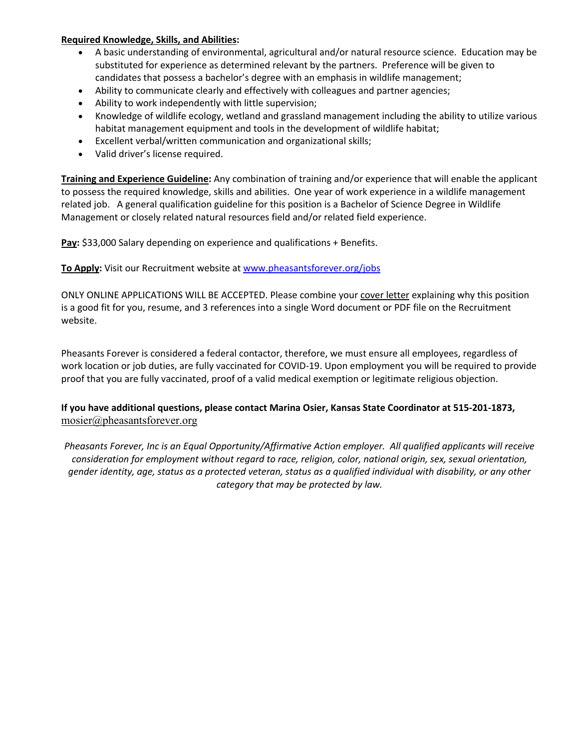**Required Knowledge, Skills, and Abilities:**

- A basic understanding of environmental, agricultural and/or natural resource science. Education may be substituted for experience as determined relevant by the partners. Preference will be given to candidates that possess a bachelor's degree with an emphasis in wildlife management;
- Ability to communicate clearly and effectively with colleagues and partner agencies;
- Ability to work independently with little supervision;
- Knowledge of wildlife ecology, wetland and grassland management including the ability to utilize various habitat management equipment and tools in the development of wildlife habitat;
- Excellent verbal/written communication and organizational skills;
- Valid driver's license required.

**Training and Experience Guideline:** Any combination of training and/or experience that will enable the applicant to possess the required knowledge, skills and abilities. One year of work experience in a wildlife management related job. A general qualification guideline for this position is a Bachelor of Science Degree in Wildlife Management or closely related natural resources field and/or related field experience.

**Pay:** $33,000 Salary depending on experience and qualifications + Benefits.

**To Apply:** Visit our Recruitment website at www.pheasantsforever.org/jobs

ONLY ONLINE APPLICATIONS WILL BE ACCEPTED. Please combine your cover letter explaining why this position is a good fit for you, resume, and 3 references into a single Word document or PDF file on the Recruitment website.

Pheasants Forever is considered a federal contactor, therefore, we must ensure all employees, regardless of work location or job duties, are fully vaccinated for COVID-19. Upon employment you will be required to provide proof that you are fully vaccinated, proof of a valid medical exemption or legitimate religious objection.

**If you have additional questions, please contact Marina Osier, Kansas State Coordinator at 515-201-1873,** mosier@pheasantsforever.org

*Pheasants Forever, Inc is an Equal Opportunity/Affirmative Action employer. All qualified applicants will receive consideration for employment without regard to race, religion, color, national origin, sex, sexual orientation, gender identity, age, status as a protected veteran, status as a qualified individual with disability, or any other category that may be protected by law.*